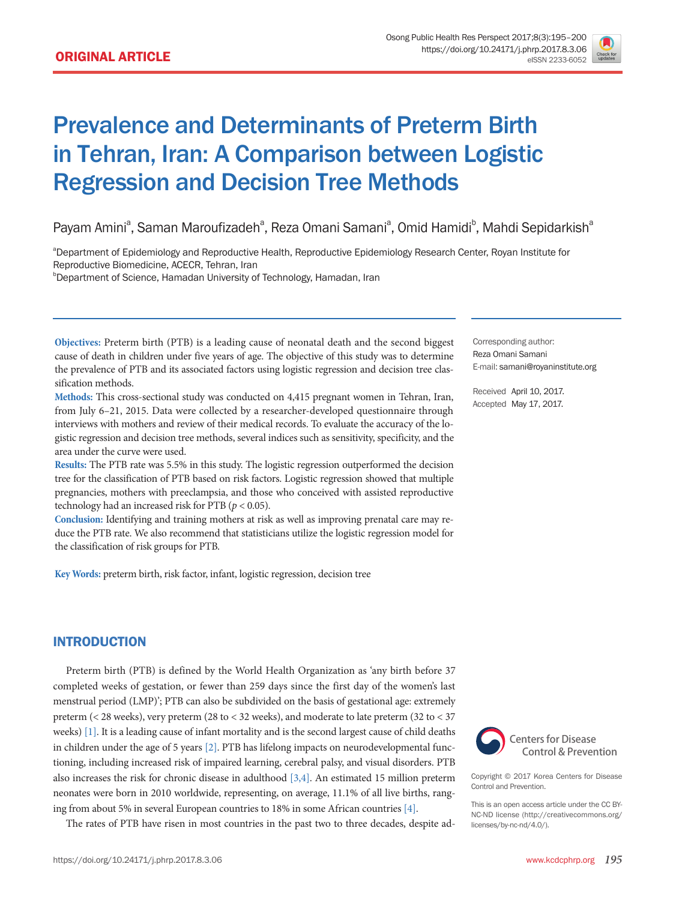ORIGINAL ARTICLE

# Prevalence and Determinants of Preterm Birth in Tehran, Iran: A Comparison between Logistic Regression and Decision Tree Methods

Payam Amini[a], Saman Maroufizadeh[a], Reza Omani Samani[a], Omid Hamidi[b], Mahdi Sepidarkish[a]

[a]Department of Epidemiology and Reproductive Health, Reproductive Epidemiology Research Center, Royan Institute for Reproductive Biomedicine, ACECR, Tehran, Iran
[b]Department of Science, Hamadan University of Technology, Hamadan, Iran

**Objectives:** Preterm birth (PTB) is a leading cause of neonatal death and the second biggest cause of death in children under five years of age. The objective of this study was to determine the prevalence of PTB and its associated factors using logistic regression and decision tree classification methods.

**Methods:** This cross-sectional study was conducted on 4,415 pregnant women in Tehran, Iran, from July 6–21, 2015. Data were collected by a researcher-developed questionnaire through interviews with mothers and review of their medical records. To evaluate the accuracy of the logistic regression and decision tree methods, several indices such as sensitivity, specificity, and the area under the curve were used.

**Results:** The PTB rate was 5.5% in this study. The logistic regression outperformed the decision tree for the classification of PTB based on risk factors. Logistic regression showed that multiple pregnancies, mothers with preeclampsia, and those who conceived with assisted reproductive technology had an increased risk for PTB ($p < 0.05$).

**Conclusion:** Identifying and training mothers at risk as well as improving prenatal care may reduce the PTB rate. We also recommend that statisticians utilize the logistic regression model for the classification of risk groups for PTB.

**Key Words:** preterm birth, risk factor, infant, logistic regression, decision tree

Corresponding author:
Reza Omani Samani
E-mail: samani@royaninstitute.org

Received April 10, 2017.
Accepted May 17, 2017.

## INTRODUCTION

Preterm birth (PTB) is defined by the World Health Organization as 'any birth before 37 completed weeks of gestation, or fewer than 259 days since the first day of the women's last menstrual period (LMP)'; PTB can also be subdivided on the basis of gestational age: extremely preterm (< 28 weeks), very preterm (28 to < 32 weeks), and moderate to late preterm (32 to < 37 weeks) [1]. It is a leading cause of infant mortality and is the second largest cause of child deaths in children under the age of 5 years [2]. PTB has lifelong impacts on neurodevelopmental functioning, including increased risk of impaired learning, cerebral palsy, and visual disorders. PTB also increases the risk for chronic disease in adulthood [3,4]. An estimated 15 million preterm neonates were born in 2010 worldwide, representing, on average, 11.1% of all live births, ranging from about 5% in several European countries to 18% in some African countries [4].

The rates of PTB have risen in most countries in the past two to three decades, despite ad-

Copyright © 2017 Korea Centers for Disease Control and Prevention.

This is an open access article under the CC BY-NC-ND license (http://creativecommons.org/licenses/by-nc-nd/4.0/).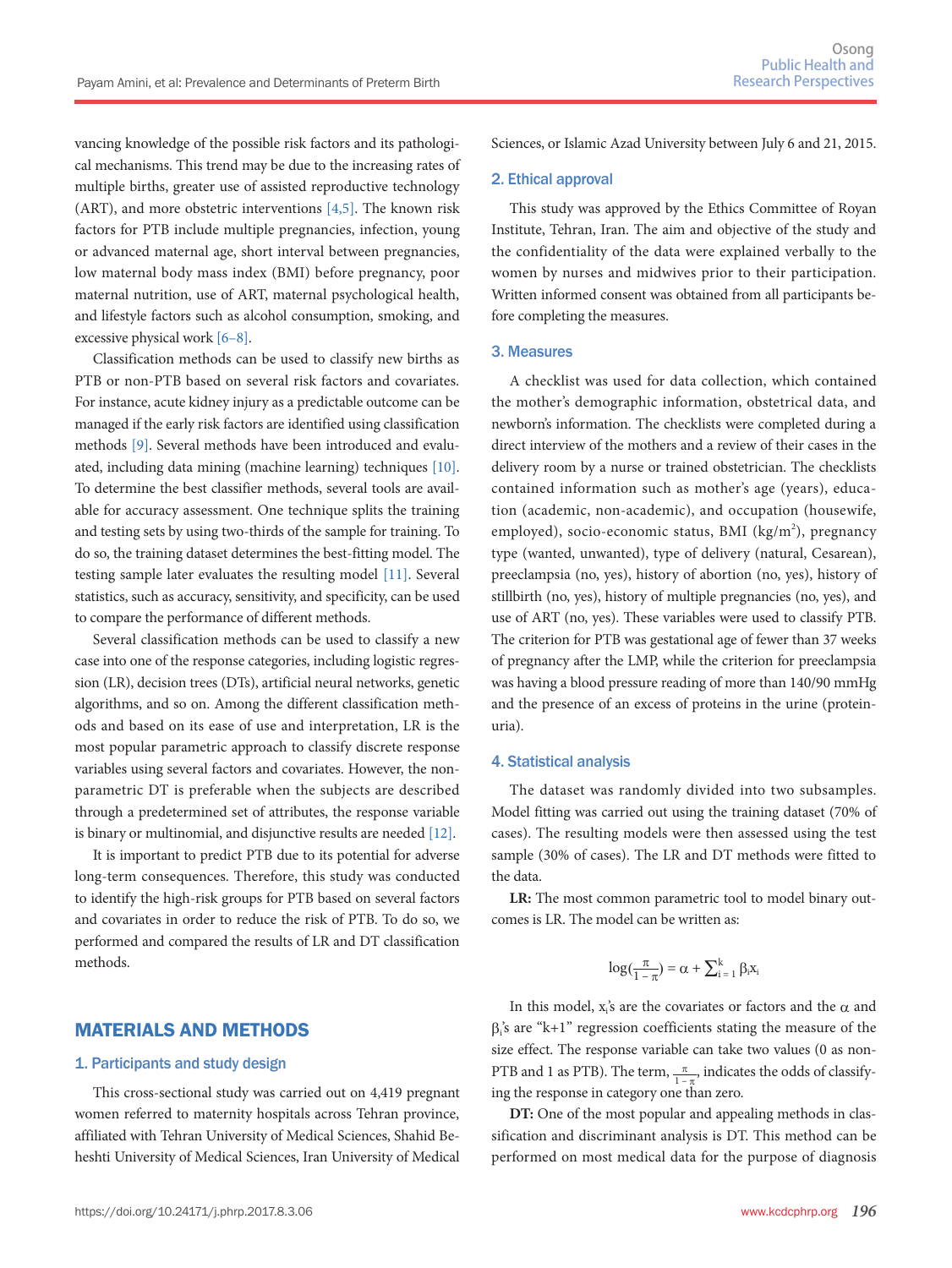vancing knowledge of the possible risk factors and its pathological mechanisms. This trend may be due to the increasing rates of multiple births, greater use of assisted reproductive technology (ART), and more obstetric interventions [4,5]. The known risk factors for PTB include multiple pregnancies, infection, young or advanced maternal age, short interval between pregnancies, low maternal body mass index (BMI) before pregnancy, poor maternal nutrition, use of ART, maternal psychological health, and lifestyle factors such as alcohol consumption, smoking, and excessive physical work [6–8].

Classification methods can be used to classify new births as PTB or non-PTB based on several risk factors and covariates. For instance, acute kidney injury as a predictable outcome can be managed if the early risk factors are identified using classification methods [9]. Several methods have been introduced and evaluated, including data mining (machine learning) techniques [10]. To determine the best classifier methods, several tools are available for accuracy assessment. One technique splits the training and testing sets by using two-thirds of the sample for training. To do so, the training dataset determines the best-fitting model. The testing sample later evaluates the resulting model [11]. Several statistics, such as accuracy, sensitivity, and specificity, can be used to compare the performance of different methods.

Several classification methods can be used to classify a new case into one of the response categories, including logistic regression (LR), decision trees (DTs), artificial neural networks, genetic algorithms, and so on. Among the different classification methods and based on its ease of use and interpretation, LR is the most popular parametric approach to classify discrete response variables using several factors and covariates. However, the nonparametric DT is preferable when the subjects are described through a predetermined set of attributes, the response variable is binary or multinomial, and disjunctive results are needed [12].

It is important to predict PTB due to its potential for adverse long-term consequences. Therefore, this study was conducted to identify the high-risk groups for PTB based on several factors and covariates in order to reduce the risk of PTB. To do so, we performed and compared the results of LR and DT classification methods.

## MATERIALS AND METHODS

### 1. Participants and study design

This cross-sectional study was carried out on 4,419 pregnant women referred to maternity hospitals across Tehran province, affiliated with Tehran University of Medical Sciences, Shahid Beheshti University of Medical Sciences, Iran University of Medical Sciences, or Islamic Azad University between July 6 and 21, 2015.

### 2. Ethical approval

This study was approved by the Ethics Committee of Royan Institute, Tehran, Iran. The aim and objective of the study and the confidentiality of the data were explained verbally to the women by nurses and midwives prior to their participation. Written informed consent was obtained from all participants before completing the measures.

### 3. Measures

A checklist was used for data collection, which contained the mother's demographic information, obstetrical data, and newborn's information. The checklists were completed during a direct interview of the mothers and a review of their cases in the delivery room by a nurse or trained obstetrician. The checklists contained information such as mother's age (years), education (academic, non-academic), and occupation (housewife, employed), socio-economic status, BMI (kg/m$^2$), pregnancy type (wanted, unwanted), type of delivery (natural, Cesarean), preeclampsia (no, yes), history of abortion (no, yes), history of stillbirth (no, yes), history of multiple pregnancies (no, yes), and use of ART (no, yes). These variables were used to classify PTB. The criterion for PTB was gestational age of fewer than 37 weeks of pregnancy after the LMP, while the criterion for preeclampsia was having a blood pressure reading of more than 140/90 mmHg and the presence of an excess of proteins in the urine (proteinuria).

### 4. Statistical analysis

The dataset was randomly divided into two subsamples. Model fitting was carried out using the training dataset (70% of cases). The resulting models were then assessed using the test sample (30% of cases). The LR and DT methods were fitted to the data.

**LR:** The most common parametric tool to model binary outcomes is LR. The model can be written as:

$$\log\left(\frac{\pi}{1-\pi}\right) = \alpha + \sum_{i=1}^{k} \beta_i x_i$$

In this model, $x_i$'s are the covariates or factors and the $\alpha$ and $\beta_i$'s are "k+1" regression coefficients stating the measure of the size effect. The response variable can take two values (0 as non-PTB and 1 as PTB). The term, $\frac{\pi}{1-\pi}$, indicates the odds of classifying the response in category one than zero.

**DT:** One of the most popular and appealing methods in classification and discriminant analysis is DT. This method can be performed on most medical data for the purpose of diagnosis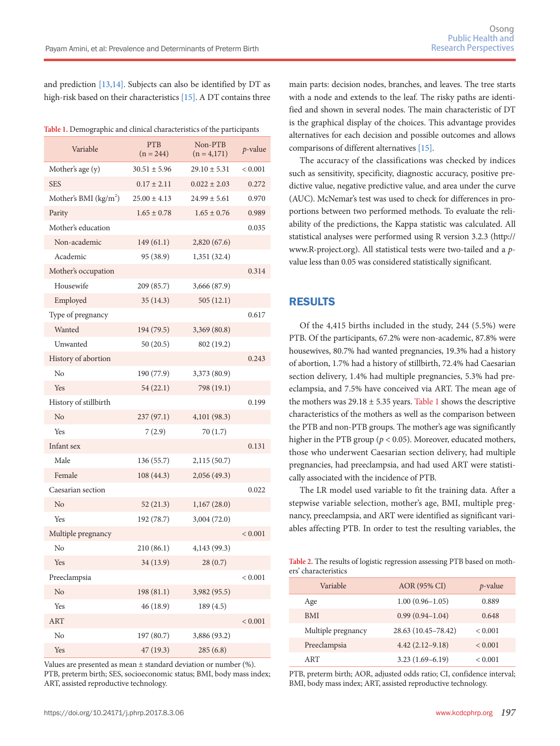and prediction [13,14]. Subjects can also be identified by DT as high-risk based on their characteristics [15]. A DT contains three main parts: decision nodes, branches, and leaves. The tree starts with a node and extends to the leaf. The risky paths are identified and shown in several nodes. The main characteristic of DT is the graphical display of the choices. This advantage provides alternatives for each decision and possible outcomes and allows comparisons of different alternatives [15].

The accuracy of the classifications was checked by indices such as sensitivity, specificity, diagnostic accuracy, positive predictive value, negative predictive value, and area under the curve (AUC). McNemar's test was used to check for differences in proportions between two performed methods. To evaluate the reliability of the predictions, the Kappa statistic was calculated. All statistical analyses were performed using R version 3.2.3 (http://www.R-project.org). All statistical tests were two-tailed and a *p*-value less than 0.05 was considered statistically significant.

**Table 1.** Demographic and clinical characteristics of the participants

| Variable | PTB (n = 244) | Non-PTB (n = 4,171) | *p*-value |
|---|---|---|---|
| Mother's age (y) | 30.51 ± 5.96 | 29.10 ± 5.31 | < 0.001 |
| SES | 0.17 ± 2.11 | 0.022 ± 2.03 | 0.272 |
| Mother's BMI (kg/m$^2$) | 25.00 ± 4.13 | 24.99 ± 5.61 | 0.970 |
| Parity | 1.65 ± 0.78 | 1.65 ± 0.76 | 0.989 |
| Mother's education | | | 0.035 |
| Non-academic | 149 (61.1) | 2,820 (67.6) | |
| Academic | 95 (38.9) | 1,351 (32.4) | |
| Mother's occupation | | | 0.314 |
| Housewife | 209 (85.7) | 3,666 (87.9) | |
| Employed | 35 (14.3) | 505 (12.1) | |
| Type of pregnancy | | | 0.617 |
| Wanted | 194 (79.5) | 3,369 (80.8) | |
| Unwanted | 50 (20.5) | 802 (19.2) | |
| History of abortion | | | 0.243 |
| No | 190 (77.9) | 3,373 (80.9) | |
| Yes | 54 (22.1) | 798 (19.1) | |
| History of stillbirth | | | 0.199 |
| No | 237 (97.1) | 4,101 (98.3) | |
| Yes | 7 (2.9) | 70 (1.7) | |
| Infant sex | | | 0.131 |
| Male | 136 (55.7) | 2,115 (50.7) | |
| Female | 108 (44.3) | 2,056 (49.3) | |
| Caesarian section | | | 0.022 |
| No | 52 (21.3) | 1,167 (28.0) | |
| Yes | 192 (78.7) | 3,004 (72.0) | |
| Multiple pregnancy | | | < 0.001 |
| No | 210 (86.1) | 4,143 (99.3) | |
| Yes | 34 (13.9) | 28 (0.7) | |
| Preeclampsia | | | < 0.001 |
| No | 198 (81.1) | 3,982 (95.5) | |
| Yes | 46 (18.9) | 189 (4.5) | |
| ART | | | < 0.001 |
| No | 197 (80.7) | 3,886 (93.2) | |
| Yes | 47 (19.3) | 285 (6.8) | |

Values are presented as mean ± standard deviation or number (%).
PTB, preterm birth; SES, socioeconomic status; BMI, body mass index; ART, assisted reproductive technology.

## RESULTS

Of the 4,415 births included in the study, 244 (5.5%) were PTB. Of the participants, 67.2% were non-academic, 87.8% were housewives, 80.7% had wanted pregnancies, 19.3% had a history of abortion, 1.7% had a history of stillbirth, 72.4% had Caesarian section delivery, 1.4% had multiple pregnancies, 5.3% had preeclampsia, and 7.5% have conceived via ART. The mean age of the mothers was 29.18 ± 5.35 years. Table 1 shows the descriptive characteristics of the mothers as well as the comparison between the PTB and non-PTB groups. The mother's age was significantly higher in the PTB group ($p < 0.05$). Moreover, educated mothers, those who underwent Caesarian section delivery, had multiple pregnancies, had preeclampsia, and had used ART were statistically associated with the incidence of PTB.

The LR model used variable to fit the training data. After a stepwise variable selection, mother's age, BMI, multiple pregnancy, preeclampsia, and ART were identified as significant variables affecting PTB. In order to test the resulting variables, the

**Table 2.** The results of logistic regression assessing PTB based on mothers' characteristics

| Variable | AOR (95% CI) | *p*-value |
|---|---|---|
| Age | 1.00 (0.96–1.05) | 0.889 |
| BMI | 0.99 (0.94–1.04) | 0.648 |
| Multiple pregnancy | 28.63 (10.45–78.42) | < 0.001 |
| Preeclampsia | 4.42 (2.12–9.18) | < 0.001 |
| ART | 3.23 (1.69–6.19) | < 0.001 |

PTB, preterm birth; AOR, adjusted odds ratio; CI, confidence interval; BMI, body mass index; ART, assisted reproductive technology.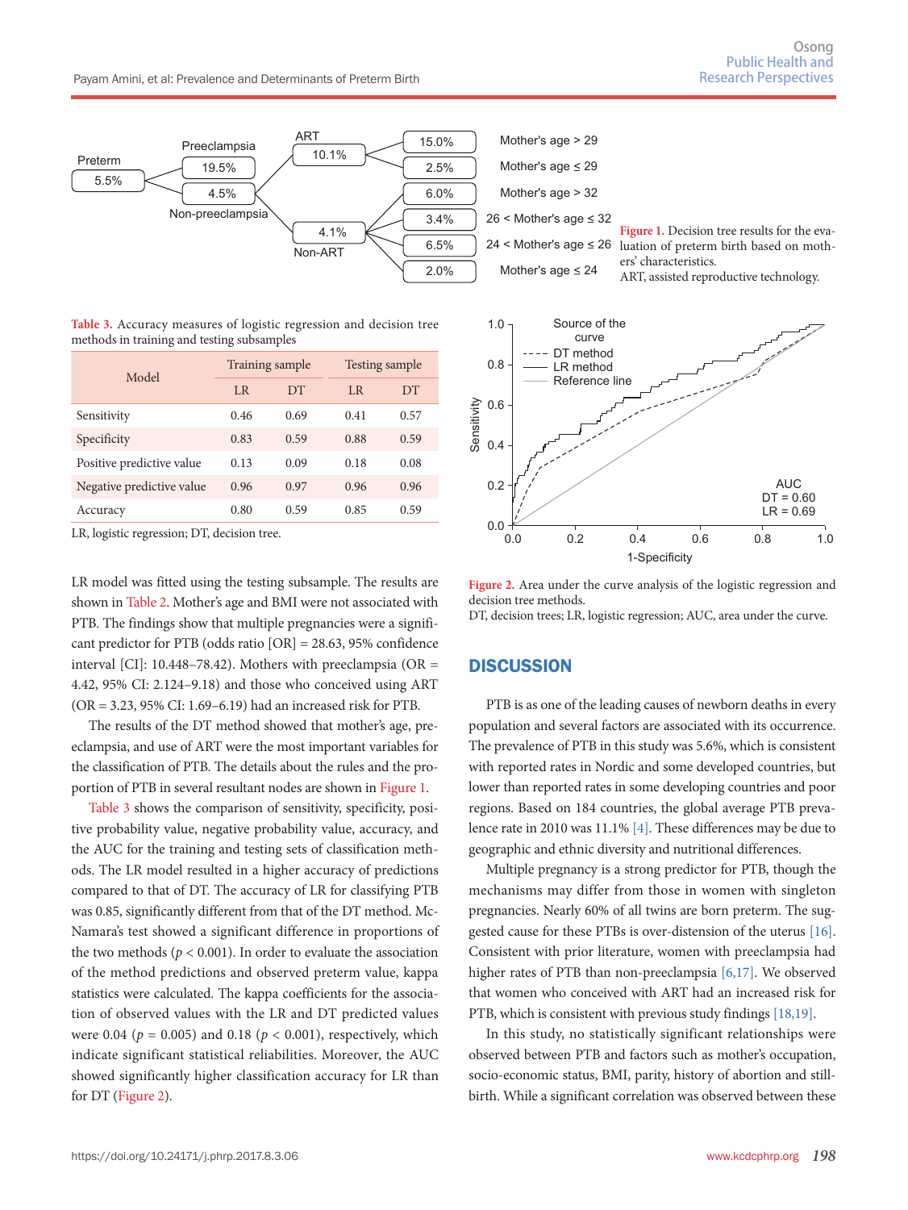Figure 1. Decision tree results for the evaluation of preterm birth based on mothers' characteristics.
ART, assisted reproductive technology.

Table 3. Accuracy measures of logistic regression and decision tree methods in training and testing subsamples

| Model | Training sample | | Testing sample | |
|---|---|---|---|---|
| | LR | DT | LR | DT |
| Sensitivity | 0.46 | 0.69 | 0.41 | 0.57 |
| Specificity | 0.83 | 0.59 | 0.88 | 0.59 |
| Positive predictive value | 0.13 | 0.09 | 0.18 | 0.08 |
| Negative predictive value | 0.96 | 0.97 | 0.96 | 0.96 |
| Accuracy | 0.80 | 0.59 | 0.85 | 0.59 |

LR, logistic regression; DT, decision tree.

LR model was fitted using the testing subsample. The results are shown in Table 2. Mother's age and BMI were not associated with PTB. The findings show that multiple pregnancies were a significant predictor for PTB (odds ratio [OR] = 28.63, 95% confidence interval [CI]: 10.448–78.42). Mothers with preeclampsia (OR = 4.42, 95% CI: 2.124–9.18) and those who conceived using ART (OR = 3.23, 95% CI: 1.69–6.19) had an increased risk for PTB.

The results of the DT method showed that mother's age, preeclampsia, and use of ART were the most important variables for the classification of PTB. The details about the rules and the proportion of PTB in several resultant nodes are shown in Figure 1.

Table 3 shows the comparison of sensitivity, specificity, positive probability value, negative probability value, accuracy, and the AUC for the training and testing sets of classification methods. The LR model resulted in a higher accuracy of predictions compared to that of DT. The accuracy of LR for classifying PTB was 0.85, significantly different from that of the DT method. McNamara's test showed a significant difference in proportions of the two methods ($p < 0.001$). In order to evaluate the association of the method predictions and observed preterm value, kappa statistics were calculated. The kappa coefficients for the association of observed values with the LR and DT predicted values were 0.04 ($p = 0.005$) and 0.18 ($p < 0.001$), respectively, which indicate significant statistical reliabilities. Moreover, the AUC showed significantly higher classification accuracy for LR than for DT (Figure 2).

Figure 2. Area under the curve analysis of the logistic regression and decision tree methods.
DT, decision trees; LR, logistic regression; AUC, area under the curve.

## DISCUSSION

PTB is as one of the leading causes of newborn deaths in every population and several factors are associated with its occurrence. The prevalence of PTB in this study was 5.6%, which is consistent with reported rates in Nordic and some developed countries, but lower than reported rates in some developing countries and poor regions. Based on 184 countries, the global average PTB prevalence rate in 2010 was 11.1% [4]. These differences may be due to geographic and ethnic diversity and nutritional differences.

Multiple pregnancy is a strong predictor for PTB, though the mechanisms may differ from those in women with singleton pregnancies. Nearly 60% of all twins are born preterm. The suggested cause for these PTBs is over-distension of the uterus [16]. Consistent with prior literature, women with preeclampsia had higher rates of PTB than non-preeclampsia [6,17]. We observed that women who conceived with ART had an increased risk for PTB, which is consistent with previous study findings [18,19].

In this study, no statistically significant relationships were observed between PTB and factors such as mother's occupation, socio-economic status, BMI, parity, history of abortion and stillbirth. While a significant correlation was observed between these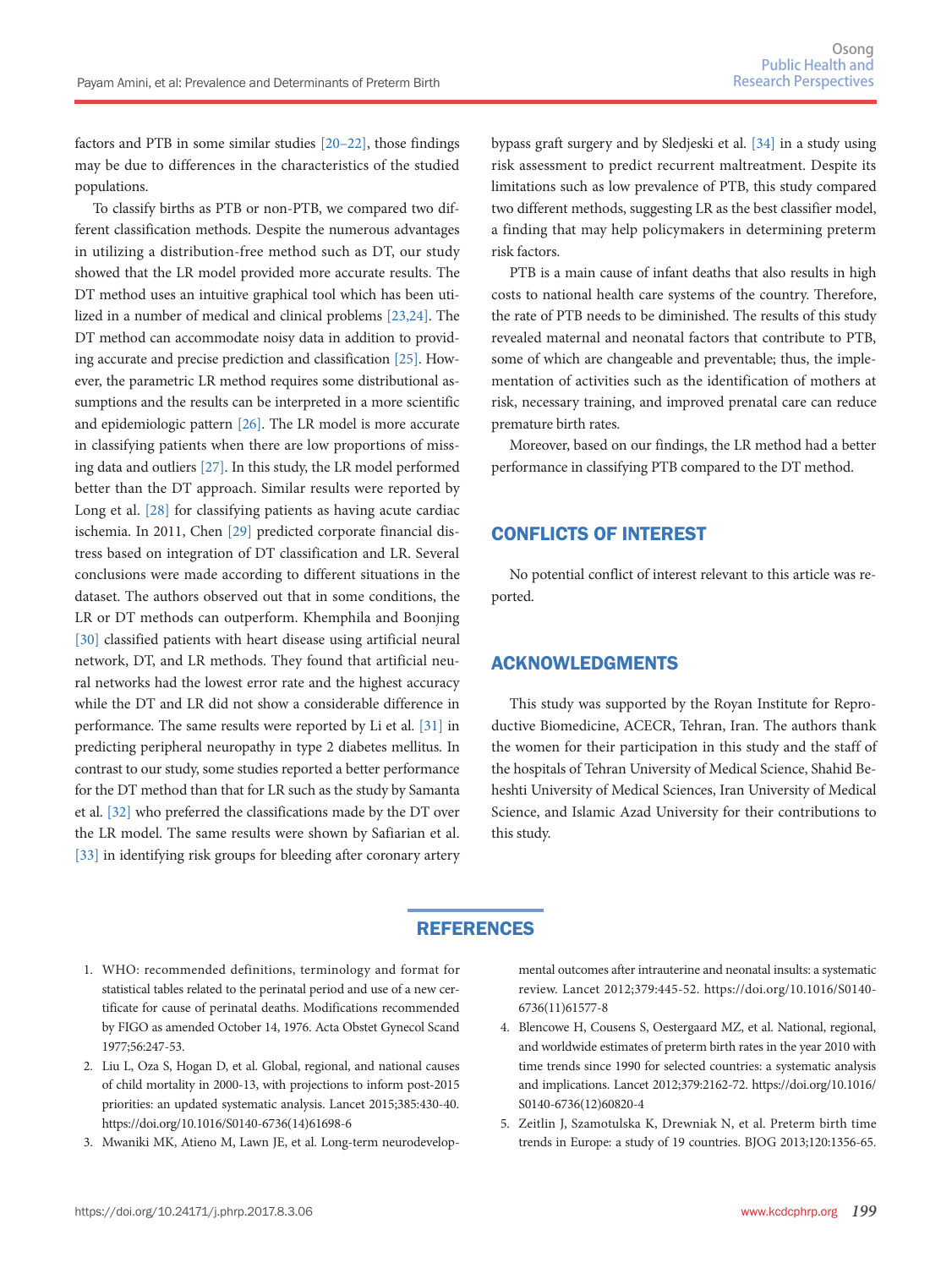factors and PTB in some similar studies [20–22], those findings may be due to differences in the characteristics of the studied populations.

To classify births as PTB or non-PTB, we compared two different classification methods. Despite the numerous advantages in utilizing a distribution-free method such as DT, our study showed that the LR model provided more accurate results. The DT method uses an intuitive graphical tool which has been utilized in a number of medical and clinical problems [23,24]. The DT method can accommodate noisy data in addition to providing accurate and precise prediction and classification [25]. However, the parametric LR method requires some distributional assumptions and the results can be interpreted in a more scientific and epidemiologic pattern [26]. The LR model is more accurate in classifying patients when there are low proportions of missing data and outliers [27]. In this study, the LR model performed better than the DT approach. Similar results were reported by Long et al. [28] for classifying patients as having acute cardiac ischemia. In 2011, Chen [29] predicted corporate financial distress based on integration of DT classification and LR. Several conclusions were made according to different situations in the dataset. The authors observed out that in some conditions, the LR or DT methods can outperform. Khemphila and Boonjing [30] classified patients with heart disease using artificial neural network, DT, and LR methods. They found that artificial neural networks had the lowest error rate and the highest accuracy while the DT and LR did not show a considerable difference in performance. The same results were reported by Li et al. [31] in predicting peripheral neuropathy in type 2 diabetes mellitus. In contrast to our study, some studies reported a better performance for the DT method than that for LR such as the study by Samanta et al. [32] who preferred the classifications made by the DT over the LR model. The same results were shown by Safiarian et al. [33] in identifying risk groups for bleeding after coronary artery bypass graft surgery and by Sledjeski et al. [34] in a study using risk assessment to predict recurrent maltreatment. Despite its limitations such as low prevalence of PTB, this study compared two different methods, suggesting LR as the best classifier model, a finding that may help policymakers in determining preterm risk factors.

PTB is a main cause of infant deaths that also results in high costs to national health care systems of the country. Therefore, the rate of PTB needs to be diminished. The results of this study revealed maternal and neonatal factors that contribute to PTB, some of which are changeable and preventable; thus, the implementation of activities such as the identification of mothers at risk, necessary training, and improved prenatal care can reduce premature birth rates.

Moreover, based on our findings, the LR method had a better performance in classifying PTB compared to the DT method.

## CONFLICTS OF INTEREST

No potential conflict of interest relevant to this article was reported.

## ACKNOWLEDGMENTS

This study was supported by the Royan Institute for Reproductive Biomedicine, ACECR, Tehran, Iran. The authors thank the women for their participation in this study and the staff of the hospitals of Tehran University of Medical Science, Shahid Beheshti University of Medical Sciences, Iran University of Medical Science, and Islamic Azad University for their contributions to this study.

## REFERENCES

1. WHO: recommended definitions, terminology and format for statistical tables related to the perinatal period and use of a new certificate for cause of perinatal deaths. Modifications recommended by FIGO as amended October 14, 1976. Acta Obstet Gynecol Scand 1977;56:247-53.
2. Liu L, Oza S, Hogan D, et al. Global, regional, and national causes of child mortality in 2000-13, with projections to inform post-2015 priorities: an updated systematic analysis. Lancet 2015;385:430-40. https://doi.org/10.1016/S0140-6736(14)61698-6
3. Mwaniki MK, Atieno M, Lawn JE, et al. Long-term neurodevelopmental outcomes after intrauterine and neonatal insults: a systematic review. Lancet 2012;379:445-52. https://doi.org/10.1016/S0140-6736(11)61577-8
4. Blencowe H, Cousens S, Oestergaard MZ, et al. National, regional, and worldwide estimates of preterm birth rates in the year 2010 with time trends since 1990 for selected countries: a systematic analysis and implications. Lancet 2012;379:2162-72. https://doi.org/10.1016/S0140-6736(12)60820-4
5. Zeitlin J, Szamotulska K, Drewniak N, et al. Preterm birth time trends in Europe: a study of 19 countries. BJOG 2013;120:1356-65.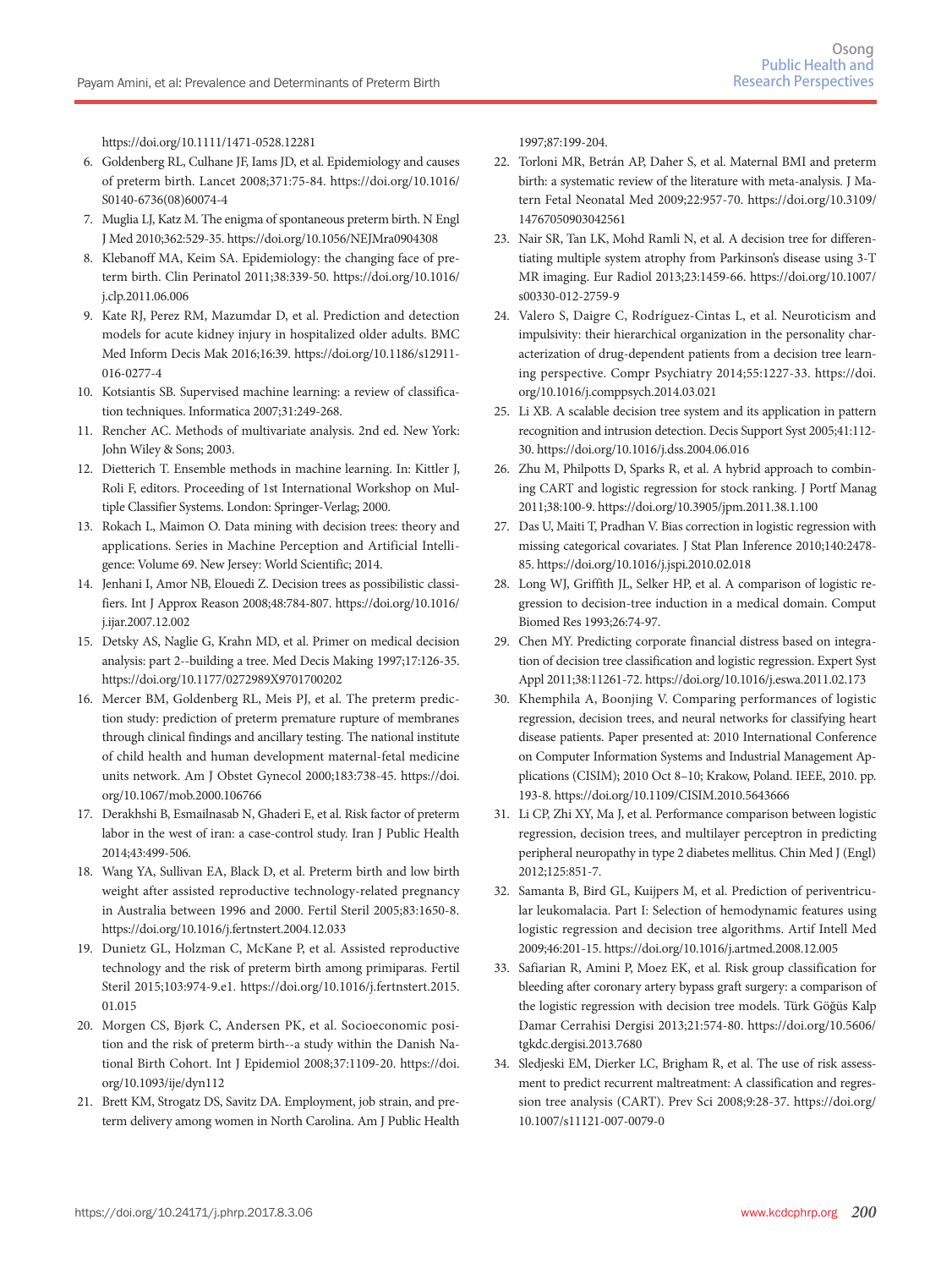https://doi.org/10.1111/1471-0528.12281

6. Goldenberg RL, Culhane JF, Iams JD, et al. Epidemiology and causes of preterm birth. Lancet 2008;371:75-84. https://doi.org/10.1016/S0140-6736(08)60074-4
7. Muglia LJ, Katz M. The enigma of spontaneous preterm birth. N Engl J Med 2010;362:529-35. https://doi.org/10.1056/NEJMra0904308
8. Klebanoff MA, Keim SA. Epidemiology: the changing face of preterm birth. Clin Perinatol 2011;38:339-50. https://doi.org/10.1016/j.clp.2011.06.006
9. Kate RJ, Perez RM, Mazumdar D, et al. Prediction and detection models for acute kidney injury in hospitalized older adults. BMC Med Inform Decis Mak 2016;16:39. https://doi.org/10.1186/s12911-016-0277-4
10. Kotsiantis SB. Supervised machine learning: a review of classification techniques. Informatica 2007;31:249-268.
11. Rencher AC. Methods of multivariate analysis. 2nd ed. New York: John Wiley & Sons; 2003.
12. Dietterich T. Ensemble methods in machine learning. In: Kittler J, Roli F, editors. Proceeding of 1st International Workshop on Multiple Classifier Systems. London: Springer-Verlag; 2000.
13. Rokach L, Maimon O. Data mining with decision trees: theory and applications. Series in Machine Perception and Artificial Intelligence: Volume 69. New Jersey: World Scientific; 2014.
14. Jenhani I, Amor NB, Elouedi Z. Decision trees as possibilistic classifiers. Int J Approx Reason 2008;48:784-807. https://doi.org/10.1016/j.ijar.2007.12.002
15. Detsky AS, Naglie G, Krahn MD, et al. Primer on medical decision analysis: part 2--building a tree. Med Decis Making 1997;17:126-35. https://doi.org/10.1177/0272989X9701700202
16. Mercer BM, Goldenberg RL, Meis PJ, et al. The preterm prediction study: prediction of preterm premature rupture of membranes through clinical findings and ancillary testing. The national institute of child health and human development maternal-fetal medicine units network. Am J Obstet Gynecol 2000;183:738-45. https://doi.org/10.1067/mob.2000.106766
17. Derakhshi B, Esmailnasab N, Ghaderi E, et al. Risk factor of preterm labor in the west of iran: a case-control study. Iran J Public Health 2014;43:499-506.
18. Wang YA, Sullivan EA, Black D, et al. Preterm birth and low birth weight after assisted reproductive technology-related pregnancy in Australia between 1996 and 2000. Fertil Steril 2005;83:1650-8. https://doi.org/10.1016/j.fertnstert.2004.12.033
19. Dunietz GL, Holzman C, McKane P, et al. Assisted reproductive technology and the risk of preterm birth among primiparas. Fertil Steril 2015;103:974-9.e1. https://doi.org/10.1016/j.fertnstert.2015.01.015
20. Morgen CS, Bjørk C, Andersen PK, et al. Socioeconomic position and the risk of preterm birth--a study within the Danish National Birth Cohort. Int J Epidemiol 2008;37:1109-20. https://doi.org/10.1093/ije/dyn112
21. Brett KM, Strogatz DS, Savitz DA. Employment, job strain, and preterm delivery among women in North Carolina. Am J Public Health 1997;87:199-204.
22. Torloni MR, Betrán AP, Daher S, et al. Maternal BMI and preterm birth: a systematic review of the literature with meta-analysis. J Matern Fetal Neonatal Med 2009;22:957-70. https://doi.org/10.3109/14767050903042561
23. Nair SR, Tan LK, Mohd Ramli N, et al. A decision tree for differentiating multiple system atrophy from Parkinson's disease using 3-T MR imaging. Eur Radiol 2013;23:1459-66. https://doi.org/10.1007/s00330-012-2759-9
24. Valero S, Daigre C, Rodríguez-Cintas L, et al. Neuroticism and impulsivity: their hierarchical organization in the personality characterization of drug-dependent patients from a decision tree learning perspective. Compr Psychiatry 2014;55:1227-33. https://doi.org/10.1016/j.comppsych.2014.03.021
25. Li XB. A scalable decision tree system and its application in pattern recognition and intrusion detection. Decis Support Syst 2005;41:112-30. https://doi.org/10.1016/j.dss.2004.06.016
26. Zhu M, Philpotts D, Sparks R, et al. A hybrid approach to combining CART and logistic regression for stock ranking. J Portf Manag 2011;38:100-9. https://doi.org/10.3905/jpm.2011.38.1.100
27. Das U, Maiti T, Pradhan V. Bias correction in logistic regression with missing categorical covariates. J Stat Plan Inference 2010;140:2478-85. https://doi.org/10.1016/j.jspi.2010.02.018
28. Long WJ, Griffith JL, Selker HP, et al. A comparison of logistic regression to decision-tree induction in a medical domain. Comput Biomed Res 1993;26:74-97.
29. Chen MY. Predicting corporate financial distress based on integration of decision tree classification and logistic regression. Expert Syst Appl 2011;38:11261-72. https://doi.org/10.1016/j.eswa.2011.02.173
30. Khemphila A, Boonjing V. Comparing performances of logistic regression, decision trees, and neural networks for classifying heart disease patients. Paper presented at: 2010 International Conference on Computer Information Systems and Industrial Management Applications (CISIM); 2010 Oct 8–10; Krakow, Poland. IEEE, 2010. pp. 193-8. https://doi.org/10.1109/CISIM.2010.5643666
31. Li CP, Zhi XY, Ma J, et al. Performance comparison between logistic regression, decision trees, and multilayer perceptron in predicting peripheral neuropathy in type 2 diabetes mellitus. Chin Med J (Engl) 2012;125:851-7.
32. Samanta B, Bird GL, Kuijpers M, et al. Prediction of periventricular leukomalacia. Part I: Selection of hemodynamic features using logistic regression and decision tree algorithms. Artif Intell Med 2009;46:201-15. https://doi.org/10.1016/j.artmed.2008.12.005
33. Safiarian R, Amini P, Moez EK, et al. Risk group classification for bleeding after coronary artery bypass graft surgery: a comparison of the logistic regression with decision tree models. Türk Göğüs Kalp Damar Cerrahisi Dergisi 2013;21:574-80. https://doi.org/10.5606/tgkdc.dergisi.2013.7680
34. Sledjeski EM, Dierker LC, Brigham R, et al. The use of risk assessment to predict recurrent maltreatment: A classification and regression tree analysis (CART). Prev Sci 2008;9:28-37. https://doi.org/10.1007/s11121-007-0079-0